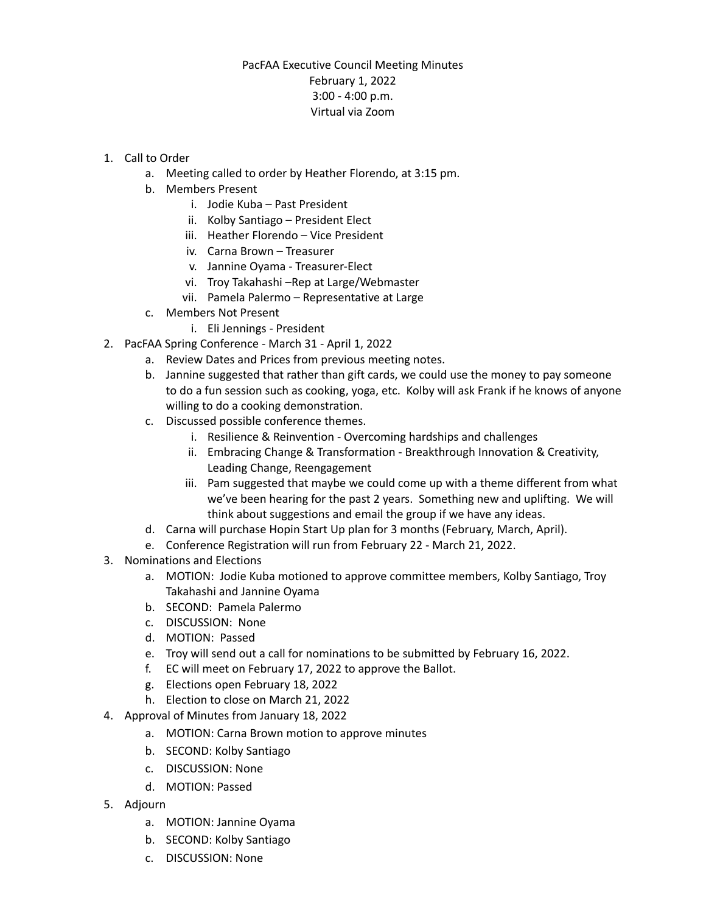PacFAA Executive Council Meeting Minutes
February 1, 2022
3:00 - 4:00 p.m.
Virtual via Zoom

1. Call to Order
    a. Meeting called to order by Heather Florendo, at 3:15 pm.
    b. Members Present
        i. Jodie Kuba – Past President
        ii. Kolby Santiago – President Elect
        iii. Heather Florendo – Vice President
        iv. Carna Brown – Treasurer
        v. Jannine Oyama - Treasurer-Elect
        vi. Troy Takahashi –Rep at Large/Webmaster
        vii. Pamela Palermo – Representative at Large
    c. Members Not Present
        i. Eli Jennings - President
2. PacFAA Spring Conference - March 31 - April 1, 2022
    a. Review Dates and Prices from previous meeting notes.
    b. Jannine suggested that rather than gift cards, we could use the money to pay someone to do a fun session such as cooking, yoga, etc. Kolby will ask Frank if he knows of anyone willing to do a cooking demonstration.
    c. Discussed possible conference themes.
        i. Resilience & Reinvention - Overcoming hardships and challenges
        ii. Embracing Change & Transformation - Breakthrough Innovation & Creativity, Leading Change, Reengagement
        iii. Pam suggested that maybe we could come up with a theme different from what we've been hearing for the past 2 years. Something new and uplifting. We will think about suggestions and email the group if we have any ideas.
    d. Carna will purchase Hopin Start Up plan for 3 months (February, March, April).
    e. Conference Registration will run from February 22 - March 21, 2022.
3. Nominations and Elections
    a. MOTION: Jodie Kuba motioned to approve committee members, Kolby Santiago, Troy Takahashi and Jannine Oyama
    b. SECOND: Pamela Palermo
    c. DISCUSSION: None
    d. MOTION: Passed
    e. Troy will send out a call for nominations to be submitted by February 16, 2022.
    f. EC will meet on February 17, 2022 to approve the Ballot.
    g. Elections open February 18, 2022
    h. Election to close on March 21, 2022
4. Approval of Minutes from January 18, 2022
    a. MOTION: Carna Brown motion to approve minutes
    b. SECOND: Kolby Santiago
    c. DISCUSSION: None
    d. MOTION: Passed
5. Adjourn
    a. MOTION: Jannine Oyama
    b. SECOND: Kolby Santiago
    c. DISCUSSION: None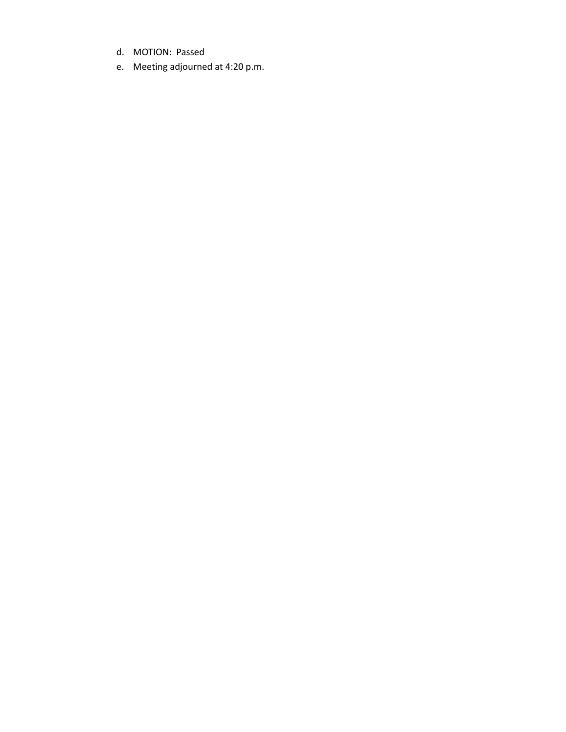d. MOTION: Passed
e. Meeting adjourned at 4:20 p.m.